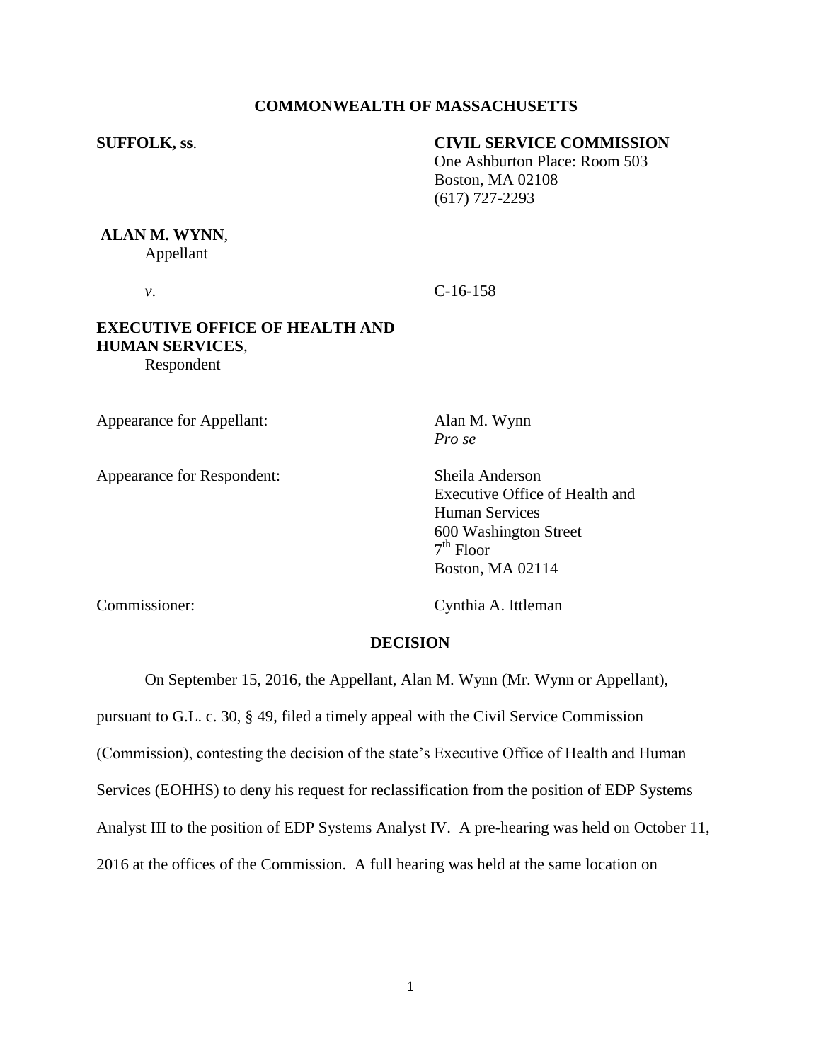**COMMONWEALTH OF MASSACHUSETTS**

**SUFFOLK, ss.**

**CIVIL SERVICE COMMISSION**
One Ashburton Place: Room 503
Boston, MA 02108
(617) 727-2293

**ALAN M. WYNN**,
Appellant

*v.*

C-16-158

**EXECUTIVE OFFICE OF HEALTH AND HUMAN SERVICES**,
Respondent

Appearance for Appellant: Alan M. Wynn
*Pro se*

Appearance for Respondent: Sheila Anderson
Executive Office of Health and Human Services
600 Washington Street
7th Floor
Boston, MA 02114

Commissioner: Cynthia A. Ittleman

**DECISION**

On September 15, 2016, the Appellant, Alan M. Wynn (Mr. Wynn or Appellant), pursuant to G.L. c. 30, § 49, filed a timely appeal with the Civil Service Commission (Commission), contesting the decision of the state's Executive Office of Health and Human Services (EOHHS) to deny his request for reclassification from the position of EDP Systems Analyst III to the position of EDP Systems Analyst IV. A pre-hearing was held on October 11, 2016 at the offices of the Commission. A full hearing was held at the same location on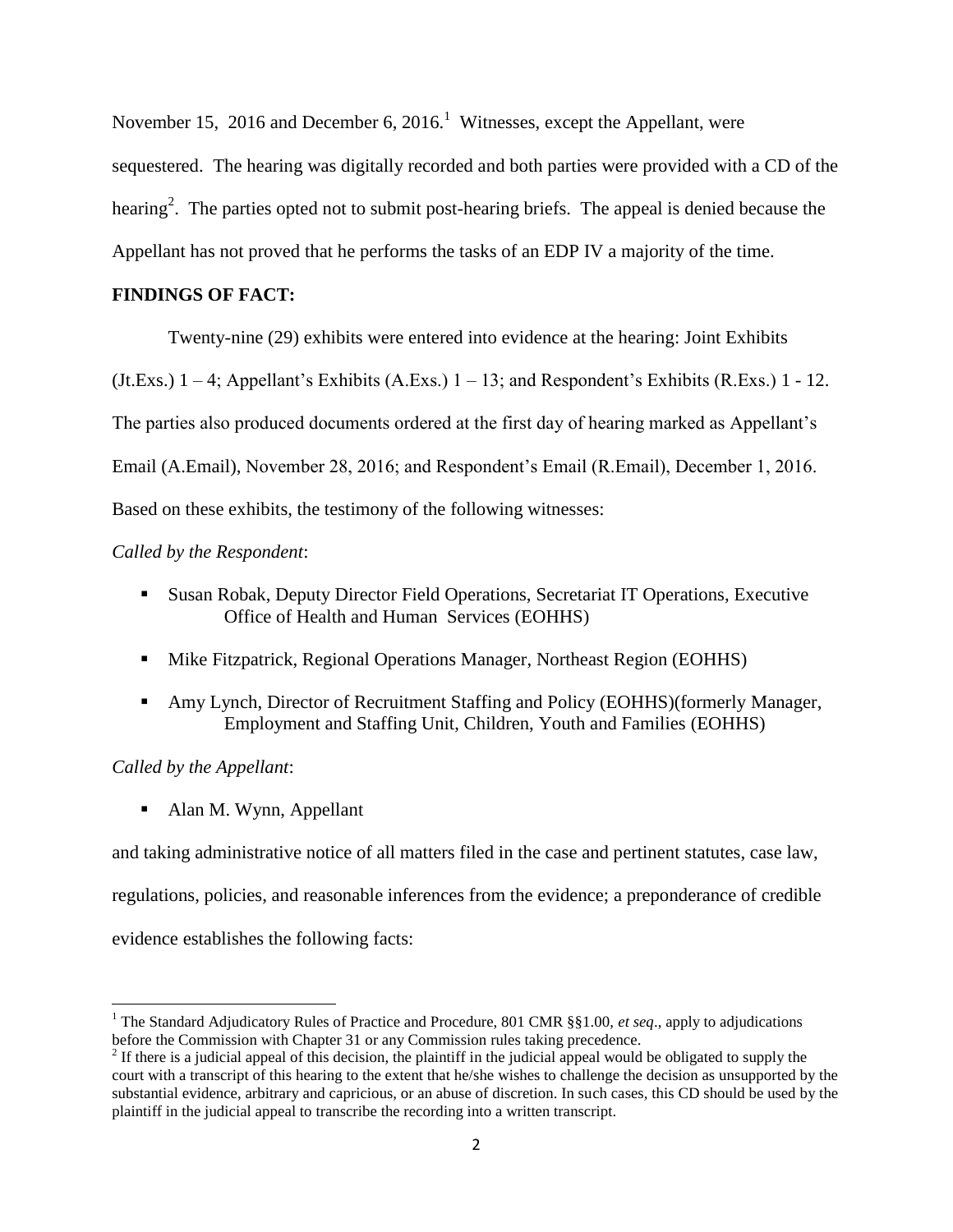November 15, 2016 and December 6, 2016.[1] Witnesses, except the Appellant, were sequestered. The hearing was digitally recorded and both parties were provided with a CD of the hearing[2]. The parties opted not to submit post-hearing briefs. The appeal is denied because the Appellant has not proved that he performs the tasks of an EDP IV a majority of the time.

**FINDINGS OF FACT:**

Twenty-nine (29) exhibits were entered into evidence at the hearing: Joint Exhibits (Jt.Exs.) 1 – 4; Appellant's Exhibits (A.Exs.) 1 – 13; and Respondent's Exhibits (R.Exs.) 1 - 12. The parties also produced documents ordered at the first day of hearing marked as Appellant's Email (A.Email), November 28, 2016; and Respondent's Email (R.Email), December 1, 2016. Based on these exhibits, the testimony of the following witnesses:

*Called by the Respondent*:

- Susan Robak, Deputy Director Field Operations, Secretariat IT Operations, Executive Office of Health and Human Services (EOHHS)
- Mike Fitzpatrick, Regional Operations Manager, Northeast Region (EOHHS)
- Amy Lynch, Director of Recruitment Staffing and Policy (EOHHS)(formerly Manager, Employment and Staffing Unit, Children, Youth and Families (EOHHS)

*Called by the Appellant*:

- Alan M. Wynn, Appellant

and taking administrative notice of all matters filed in the case and pertinent statutes, case law, regulations, policies, and reasonable inferences from the evidence; a preponderance of credible evidence establishes the following facts:

---

[1] The Standard Adjudicatory Rules of Practice and Procedure, 801 CMR §§1.00, *et seq*., apply to adjudications before the Commission with Chapter 31 or any Commission rules taking precedence.

[2] If there is a judicial appeal of this decision, the plaintiff in the judicial appeal would be obligated to supply the court with a transcript of this hearing to the extent that he/she wishes to challenge the decision as unsupported by the substantial evidence, arbitrary and capricious, or an abuse of discretion. In such cases, this CD should be used by the plaintiff in the judicial appeal to transcribe the recording into a written transcript.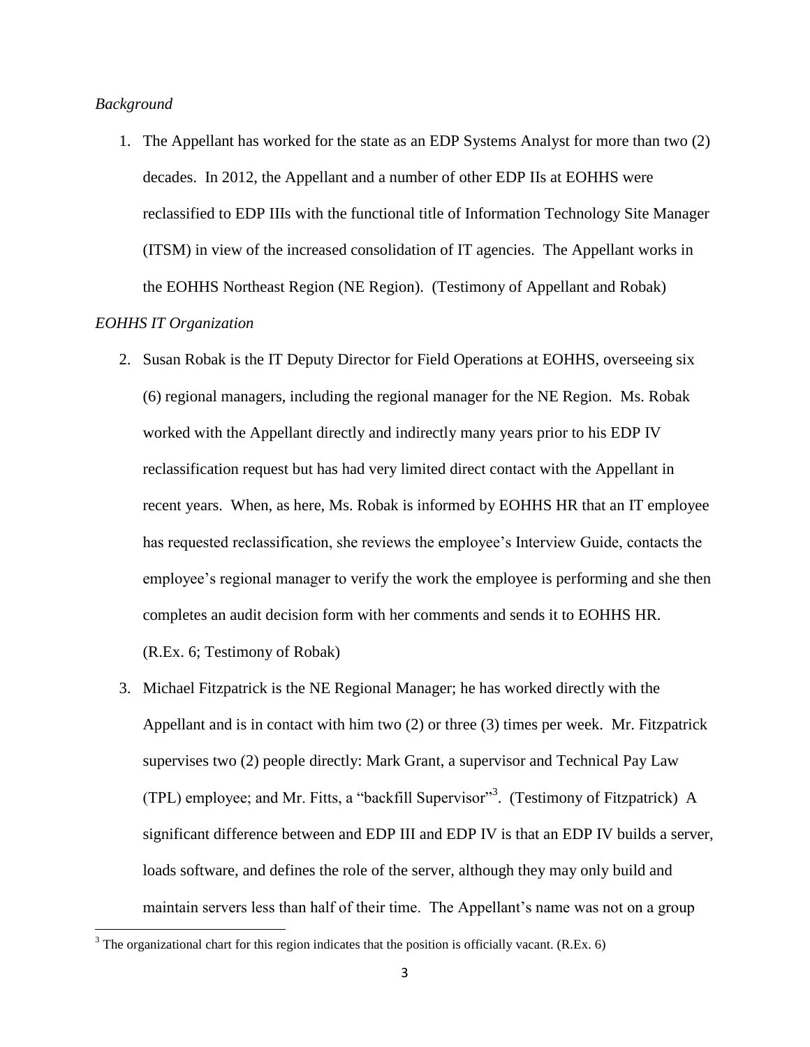*Background*

1. The Appellant has worked for the state as an EDP Systems Analyst for more than two (2) decades. In 2012, the Appellant and a number of other EDP IIs at EOHHS were reclassified to EDP IIIs with the functional title of Information Technology Site Manager (ITSM) in view of the increased consolidation of IT agencies. The Appellant works in the EOHHS Northeast Region (NE Region). (Testimony of Appellant and Robak)

*EOHHS IT Organization*

2. Susan Robak is the IT Deputy Director for Field Operations at EOHHS, overseeing six (6) regional managers, including the regional manager for the NE Region. Ms. Robak worked with the Appellant directly and indirectly many years prior to his EDP IV reclassification request but has had very limited direct contact with the Appellant in recent years. When, as here, Ms. Robak is informed by EOHHS HR that an IT employee has requested reclassification, she reviews the employee's Interview Guide, contacts the employee's regional manager to verify the work the employee is performing and she then completes an audit decision form with her comments and sends it to EOHHS HR. (R.Ex. 6; Testimony of Robak)

3. Michael Fitzpatrick is the NE Regional Manager; he has worked directly with the Appellant and is in contact with him two (2) or three (3) times per week. Mr. Fitzpatrick supervises two (2) people directly: Mark Grant, a supervisor and Technical Pay Law (TPL) employee; and Mr. Fitts, a "backfill Supervisor"[3]. (Testimony of Fitzpatrick) A significant difference between and EDP III and EDP IV is that an EDP IV builds a server, loads software, and defines the role of the server, although they may only build and maintain servers less than half of their time. The Appellant's name was not on a group

[3] The organizational chart for this region indicates that the position is officially vacant. (R.Ex. 6)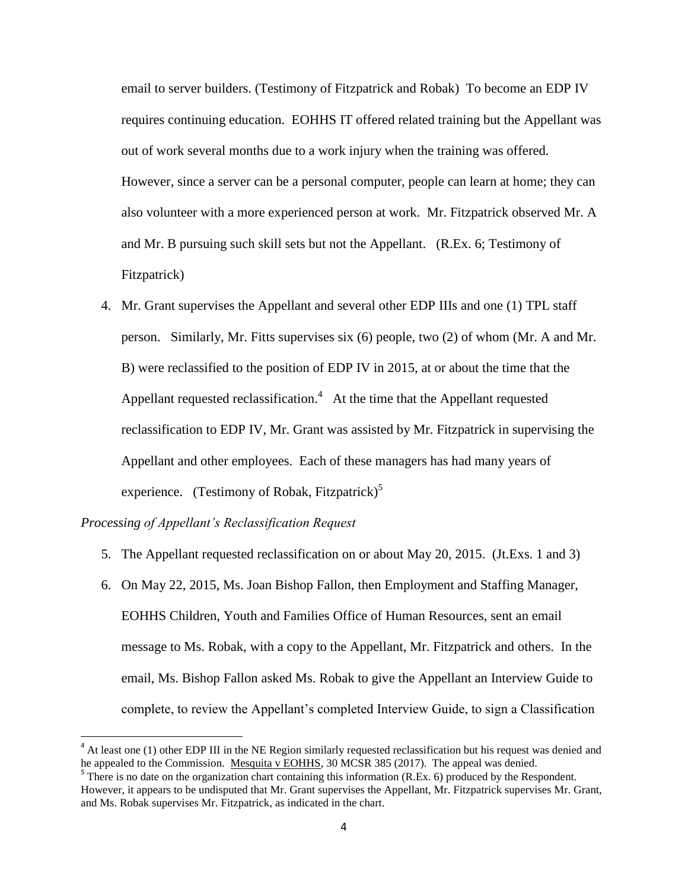email to server builders. (Testimony of Fitzpatrick and Robak) To become an EDP IV requires continuing education. EOHHS IT offered related training but the Appellant was out of work several months due to a work injury when the training was offered. However, since a server can be a personal computer, people can learn at home; they can also volunteer with a more experienced person at work. Mr. Fitzpatrick observed Mr. A and Mr. B pursuing such skill sets but not the Appellant. (R.Ex. 6; Testimony of Fitzpatrick)

4. Mr. Grant supervises the Appellant and several other EDP IIIs and one (1) TPL staff person. Similarly, Mr. Fitts supervises six (6) people, two (2) of whom (Mr. A and Mr. B) were reclassified to the position of EDP IV in 2015, at or about the time that the Appellant requested reclassification.[4] At the time that the Appellant requested reclassification to EDP IV, Mr. Grant was assisted by Mr. Fitzpatrick in supervising the Appellant and other employees. Each of these managers has had many years of experience. (Testimony of Robak, Fitzpatrick)[5]

*Processing of Appellant's Reclassification Request*

5. The Appellant requested reclassification on or about May 20, 2015. (Jt.Exs. 1 and 3)
6. On May 22, 2015, Ms. Joan Bishop Fallon, then Employment and Staffing Manager, EOHHS Children, Youth and Families Office of Human Resources, sent an email message to Ms. Robak, with a copy to the Appellant, Mr. Fitzpatrick and others. In the email, Ms. Bishop Fallon asked Ms. Robak to give the Appellant an Interview Guide to complete, to review the Appellant's completed Interview Guide, to sign a Classification

[4] At least one (1) other EDP III in the NE Region similarly requested reclassification but his request was denied and he appealed to the Commission. Mesquita v EOHHS, 30 MCSR 385 (2017). The appeal was denied.

[5] There is no date on the organization chart containing this information (R.Ex. 6) produced by the Respondent. However, it appears to be undisputed that Mr. Grant supervises the Appellant, Mr. Fitzpatrick supervises Mr. Grant, and Ms. Robak supervises Mr. Fitzpatrick, as indicated in the chart.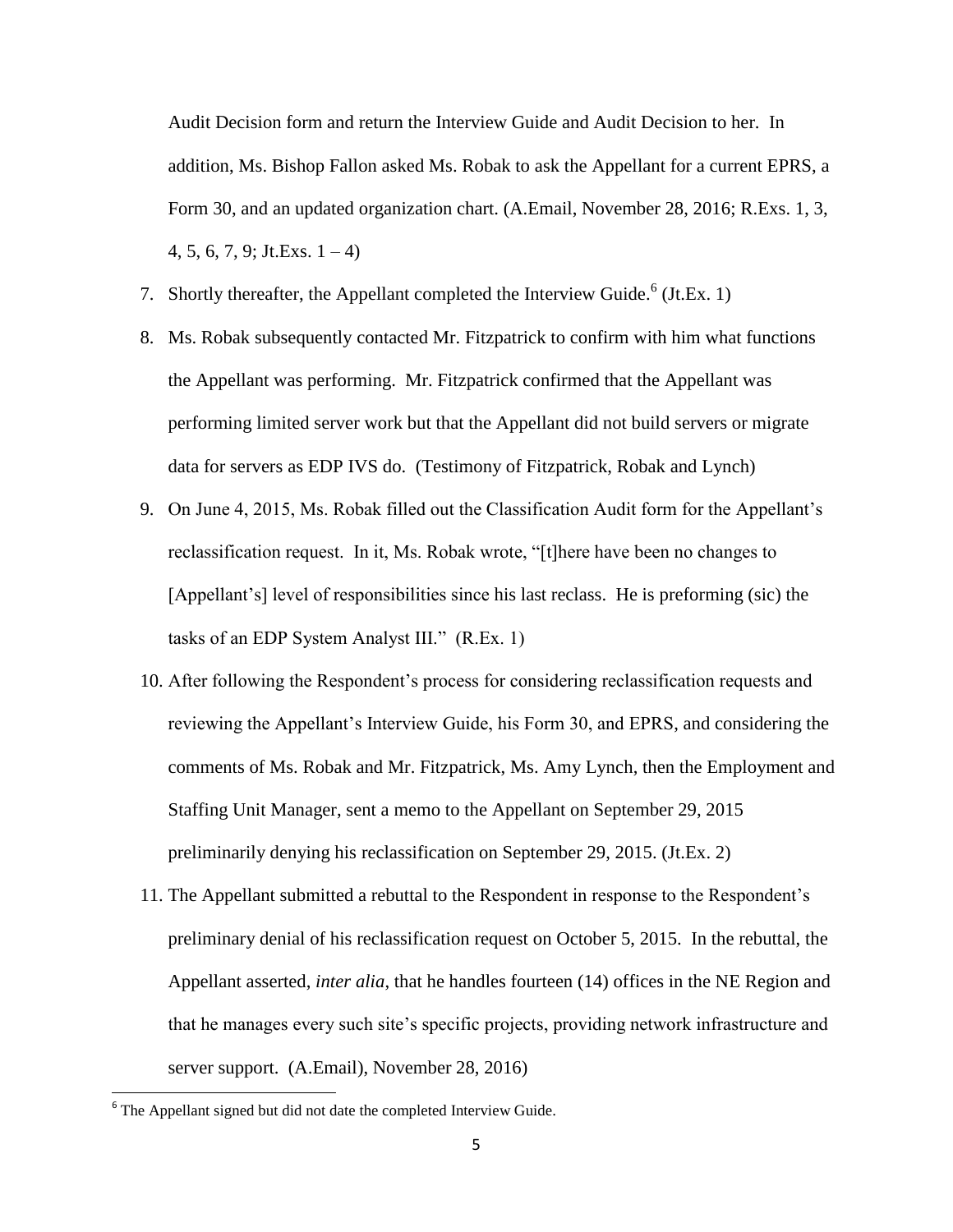Audit Decision form and return the Interview Guide and Audit Decision to her. In addition, Ms. Bishop Fallon asked Ms. Robak to ask the Appellant for a current EPRS, a Form 30, and an updated organization chart. (A.Email, November 28, 2016; R.Exs. 1, 3, 4, 5, 6, 7, 9; Jt.Exs. 1 – 4)

7. Shortly thereafter, the Appellant completed the Interview Guide.[6] (Jt.Ex. 1)
8. Ms. Robak subsequently contacted Mr. Fitzpatrick to confirm with him what functions the Appellant was performing. Mr. Fitzpatrick confirmed that the Appellant was performing limited server work but that the Appellant did not build servers or migrate data for servers as EDP IVS do. (Testimony of Fitzpatrick, Robak and Lynch)
9. On June 4, 2015, Ms. Robak filled out the Classification Audit form for the Appellant's reclassification request. In it, Ms. Robak wrote, "[t]here have been no changes to [Appellant's] level of responsibilities since his last reclass. He is preforming (sic) the tasks of an EDP System Analyst III." (R.Ex. 1)
10. After following the Respondent's process for considering reclassification requests and reviewing the Appellant's Interview Guide, his Form 30, and EPRS, and considering the comments of Ms. Robak and Mr. Fitzpatrick, Ms. Amy Lynch, then the Employment and Staffing Unit Manager, sent a memo to the Appellant on September 29, 2015 preliminarily denying his reclassification on September 29, 2015. (Jt.Ex. 2)
11. The Appellant submitted a rebuttal to the Respondent in response to the Respondent's preliminary denial of his reclassification request on October 5, 2015. In the rebuttal, the Appellant asserted, *inter alia*, that he handles fourteen (14) offices in the NE Region and that he manages every such site's specific projects, providing network infrastructure and server support. (A.Email), November 28, 2016)

[6] The Appellant signed but did not date the completed Interview Guide.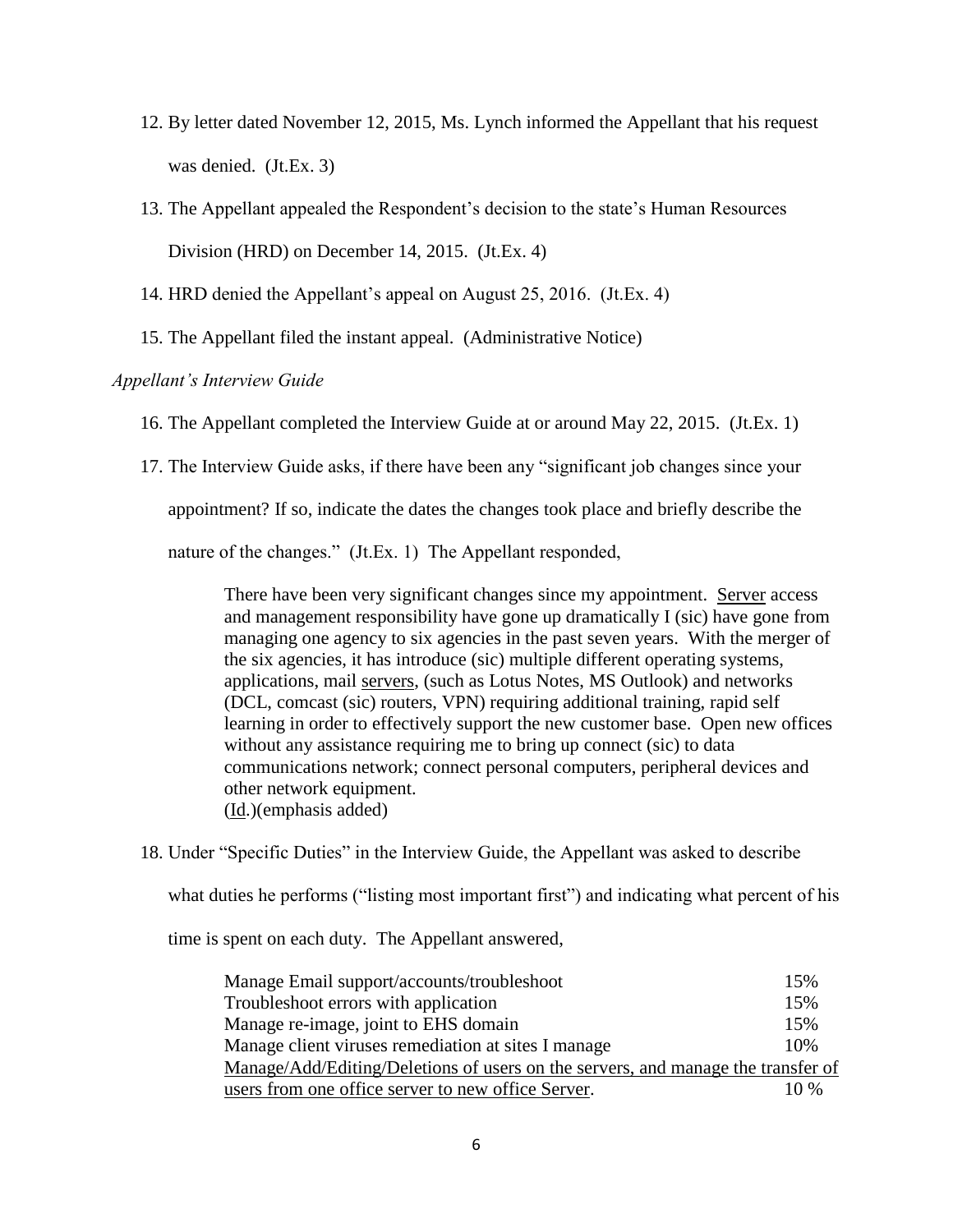12. By letter dated November 12, 2015, Ms. Lynch informed the Appellant that his request was denied. (Jt.Ex. 3)

13. The Appellant appealed the Respondent's decision to the state's Human Resources Division (HRD) on December 14, 2015. (Jt.Ex. 4)

14. HRD denied the Appellant's appeal on August 25, 2016. (Jt.Ex. 4)

15. The Appellant filed the instant appeal. (Administrative Notice)

*Appellant's Interview Guide*

16. The Appellant completed the Interview Guide at or around May 22, 2015. (Jt.Ex. 1)

17. The Interview Guide asks, if there have been any "significant job changes since your appointment? If so, indicate the dates the changes took place and briefly describe the nature of the changes." (Jt.Ex. 1) The Appellant responded,

    > There have been very significant changes since my appointment. <u>Server</u> access and management responsibility have gone up dramatically I (sic) have gone from managing one agency to six agencies in the past seven years. With the merger of the six agencies, it has introduce (sic) multiple different operating systems, applications, mail <u>servers</u>, (such as Lotus Notes, MS Outlook) and networks (DCL, comcast (sic) routers, VPN) requiring additional training, rapid self learning in order to effectively support the new customer base. Open new offices without any assistance requiring me to bring up connect (sic) to data communications network; connect personal computers, peripheral devices and other network equipment.
    > (<u>Id</u>.)(emphasis added)

18. Under "Specific Duties" in the Interview Guide, the Appellant was asked to describe what duties he performs ("listing most important first") and indicating what percent of his time is spent on each duty. The Appellant answered,

    | | |
    |---|---|
    | Manage Email support/accounts/troubleshoot | 15% |
    | Troubleshoot errors with application | 15% |
    | Manage re-image, joint to EHS domain | 15% |
    | Manage client viruses remediation at sites I manage | 10% |
    | <u>Manage/Add/Editing/Deletions of users on the servers, and manage the transfer of users from one office server to new office Server</u>. | 10 % |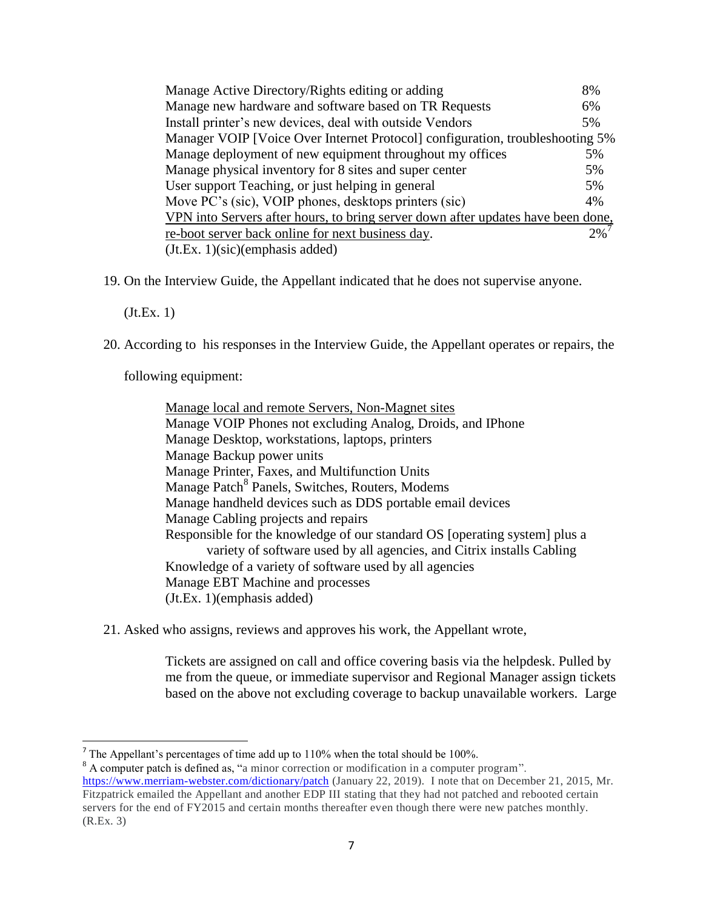| | |
|---|---|
| Manage Active Directory/Rights editing or adding | 8% |
| Manage new hardware and software based on TR Requests | 6% |
| Install printer's new devices, deal with outside Vendors | 5% |
| Manager VOIP [Voice Over Internet Protocol] configuration, troubleshooting | 5% |
| Manage deployment of new equipment throughout my offices | 5% |
| Manage physical inventory for 8 sites and super center | 5% |
| User support Teaching, or just helping in general | 5% |
| Move PC's (sic), VOIP phones, desktops printers (sic) | 4% |
| <u>VPN into Servers after hours, to bring server down after updates have been done, re-boot server back online for next business day</u>. | 2%[7] |

(Jt.Ex. 1)(sic)(emphasis added)

19. On the Interview Guide, the Appellant indicated that he does not supervise anyone.

    (Jt.Ex. 1)

20. According to his responses in the Interview Guide, the Appellant operates or repairs, the following equipment:

    <u>Manage local and remote Servers, Non-Magnet sites</u>
    Manage VOIP Phones not excluding Analog, Droids, and IPhone
    Manage Desktop, workstations, laptops, printers
    Manage Backup power units
    Manage Printer, Faxes, and Multifunction Units
    Manage Patch[8] Panels, Switches, Routers, Modems
    Manage handheld devices such as DDS portable email devices
    Manage Cabling projects and repairs
    Responsible for the knowledge of our standard OS [operating system] plus a variety of software used by all agencies, and Citrix installs Cabling
    Knowledge of a variety of software used by all agencies
    Manage EBT Machine and processes
    (Jt.Ex. 1)(emphasis added)

21. Asked who assigns, reviews and approves his work, the Appellant wrote,

    > Tickets are assigned on call and office covering basis via the helpdesk. Pulled by me from the queue, or immediate supervisor and Regional Manager assign tickets based on the above not excluding coverage to backup unavailable workers. Large

---

[7] The Appellant's percentages of time add up to 110% when the total should be 100%.

[8] A computer patch is defined as, "a minor correction or modification in a computer program". https://www.merriam-webster.com/dictionary/patch (January 22, 2019). I note that on December 21, 2015, Mr. Fitzpatrick emailed the Appellant and another EDP III stating that they had not patched and rebooted certain servers for the end of FY2015 and certain months thereafter even though there were new patches monthly. (R.Ex. 3)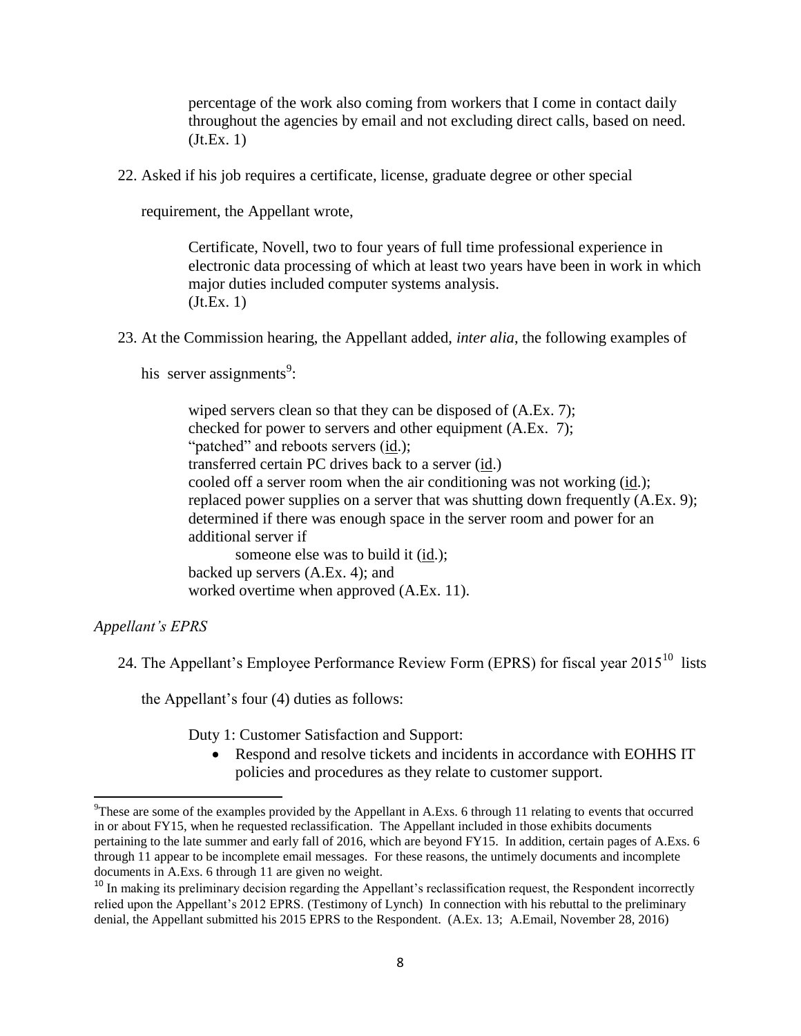percentage of the work also coming from workers that I come in contact daily throughout the agencies by email and not excluding direct calls, based on need. (Jt.Ex. 1)

22. Asked if his job requires a certificate, license, graduate degree or other special requirement, the Appellant wrote,

> Certificate, Novell, two to four years of full time professional experience in electronic data processing of which at least two years have been in work in which major duties included computer systems analysis.
> (Jt.Ex. 1)

23. At the Commission hearing, the Appellant added, *inter alia*, the following examples of his server assignments[9]:

> wiped servers clean so that they can be disposed of (A.Ex. 7);
> checked for power to servers and other equipment (A.Ex. 7);
> "patched" and reboots servers (id.);
> transferred certain PC drives back to a server (id.)
> cooled off a server room when the air conditioning was not working (id.);
> replaced power supplies on a server that was shutting down frequently (A.Ex. 9);
> determined if there was enough space in the server room and power for an additional server if
> someone else was to build it (id.);
> backed up servers (A.Ex. 4); and
> worked overtime when approved (A.Ex. 11).

*Appellant's EPRS*

24. The Appellant's Employee Performance Review Form (EPRS) for fiscal year 2015[10] lists the Appellant's four (4) duties as follows:

Duty 1: Customer Satisfaction and Support:

- Respond and resolve tickets and incidents in accordance with EOHHS IT policies and procedures as they relate to customer support.

---

[9] These are some of the examples provided by the Appellant in A.Exs. 6 through 11 relating to events that occurred in or about FY15, when he requested reclassification. The Appellant included in those exhibits documents pertaining to the late summer and early fall of 2016, which are beyond FY15. In addition, certain pages of A.Exs. 6 through 11 appear to be incomplete email messages. For these reasons, the untimely documents and incomplete documents in A.Exs. 6 through 11 are given no weight.

[10] In making its preliminary decision regarding the Appellant's reclassification request, the Respondent incorrectly relied upon the Appellant's 2012 EPRS. (Testimony of Lynch) In connection with his rebuttal to the preliminary denial, the Appellant submitted his 2015 EPRS to the Respondent. (A.Ex. 13; A.Email, November 28, 2016)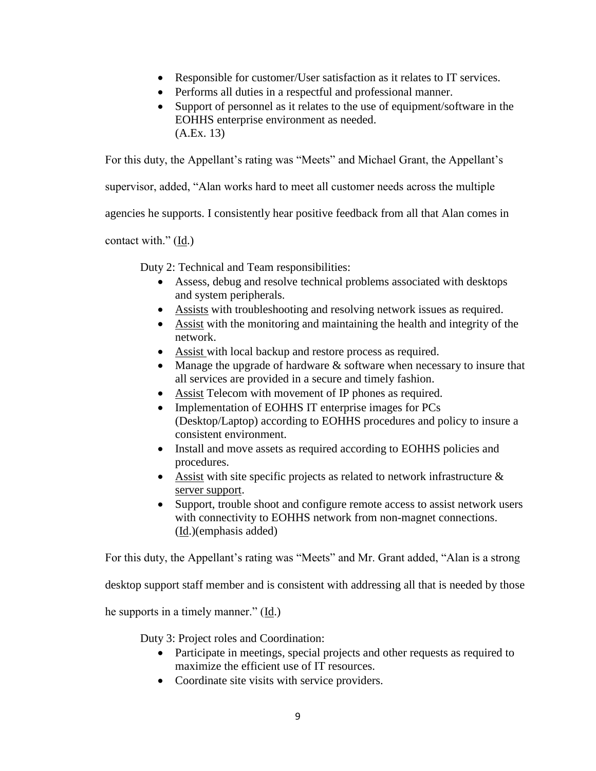- Responsible for customer/User satisfaction as it relates to IT services.
- Performs all duties in a respectful and professional manner.
- Support of personnel as it relates to the use of equipment/software in the EOHHS enterprise environment as needed.
(A.Ex. 13)

For this duty, the Appellant's rating was "Meets" and Michael Grant, the Appellant's supervisor, added, "Alan works hard to meet all customer needs across the multiple agencies he supports. I consistently hear positive feedback from all that Alan comes in contact with." (Id.)

Duty 2: Technical and Team responsibilities:

- Assess, debug and resolve technical problems associated with desktops and system peripherals.
- Assists with troubleshooting and resolving network issues as required.
- Assist with the monitoring and maintaining the health and integrity of the network.
- Assist with local backup and restore process as required.
- Manage the upgrade of hardware & software when necessary to insure that all services are provided in a secure and timely fashion.
- Assist Telecom with movement of IP phones as required.
- Implementation of EOHHS IT enterprise images for PCs (Desktop/Laptop) according to EOHHS procedures and policy to insure a consistent environment.
- Install and move assets as required according to EOHHS policies and procedures.
- Assist with site specific projects as related to network infrastructure & server support.
- Support, trouble shoot and configure remote access to assist network users with connectivity to EOHHS network from non-magnet connections.
(Id.)(emphasis added)

For this duty, the Appellant's rating was "Meets" and Mr. Grant added, "Alan is a strong desktop support staff member and is consistent with addressing all that is needed by those he supports in a timely manner." (Id.)

Duty 3: Project roles and Coordination:

- Participate in meetings, special projects and other requests as required to maximize the efficient use of IT resources.
- Coordinate site visits with service providers.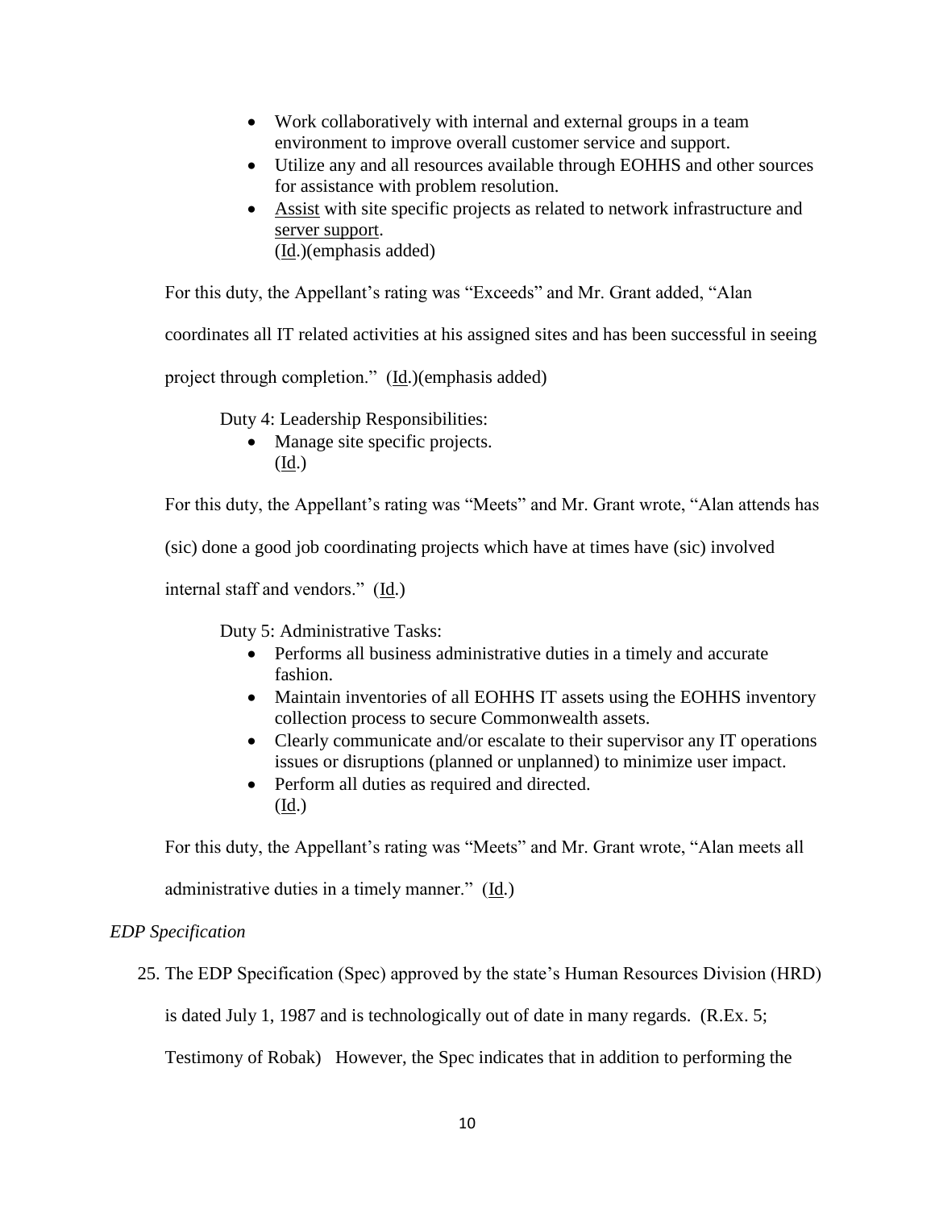- Work collaboratively with internal and external groups in a team environment to improve overall customer service and support.
- Utilize any and all resources available through EOHHS and other sources for assistance with problem resolution.
- Assist with site specific projects as related to network infrastructure and server support.
(Id.)(emphasis added)

For this duty, the Appellant's rating was "Exceeds" and Mr. Grant added, "Alan coordinates all IT related activities at his assigned sites and has been successful in seeing project through completion." (Id.)(emphasis added)

Duty 4: Leadership Responsibilities:

- Manage site specific projects.
(Id.)

For this duty, the Appellant's rating was "Meets" and Mr. Grant wrote, "Alan attends has (sic) done a good job coordinating projects which have at times have (sic) involved internal staff and vendors." (Id.)

Duty 5: Administrative Tasks:

- Performs all business administrative duties in a timely and accurate fashion.
- Maintain inventories of all EOHHS IT assets using the EOHHS inventory collection process to secure Commonwealth assets.
- Clearly communicate and/or escalate to their supervisor any IT operations issues or disruptions (planned or unplanned) to minimize user impact.
- Perform all duties as required and directed.
(Id.)

For this duty, the Appellant's rating was "Meets" and Mr. Grant wrote, "Alan meets all administrative duties in a timely manner." (Id.)

*EDP Specification*

25. The EDP Specification (Spec) approved by the state's Human Resources Division (HRD) is dated July 1, 1987 and is technologically out of date in many regards. (R.Ex. 5; Testimony of Robak) However, the Spec indicates that in addition to performing the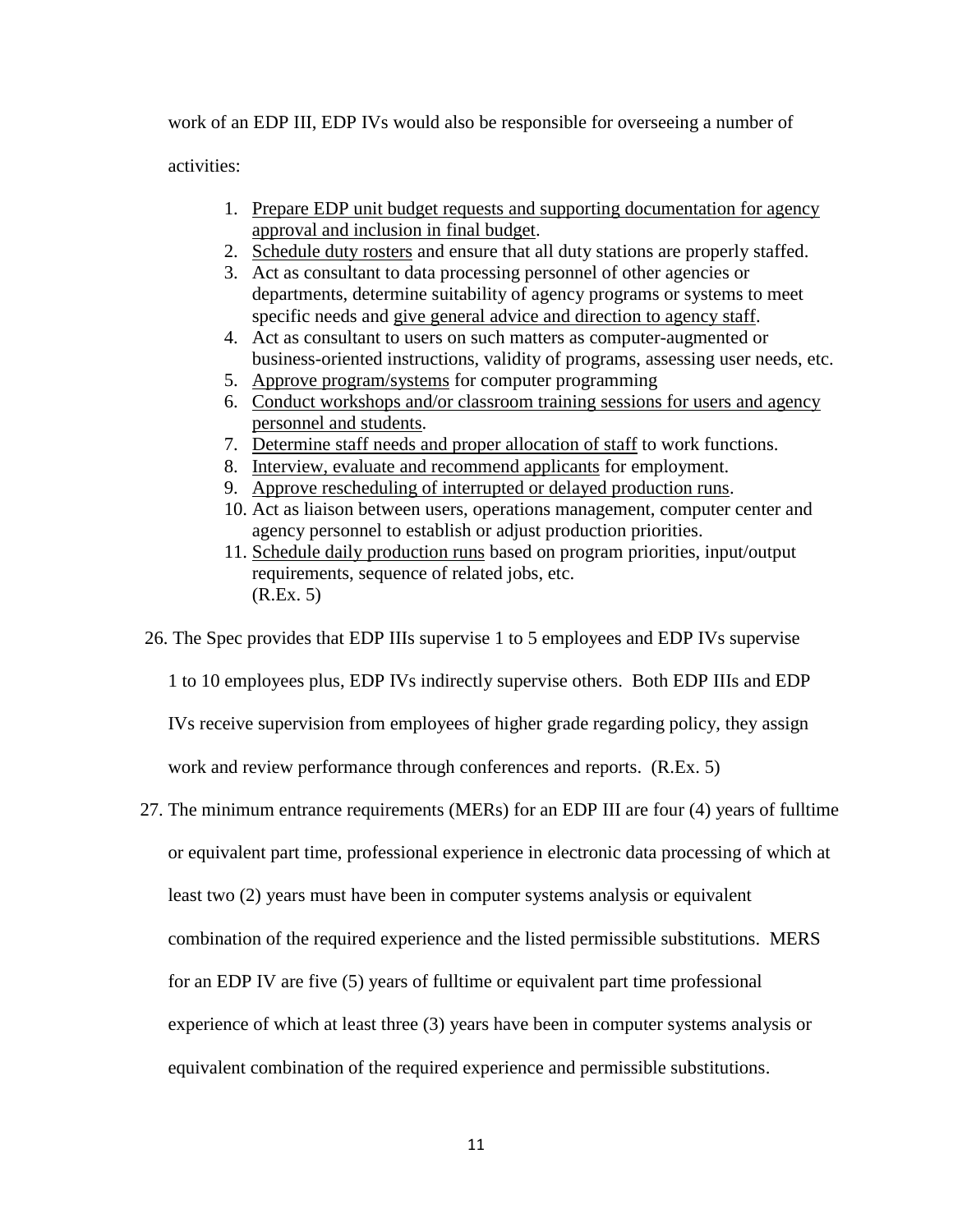work of an EDP III, EDP IVs would also be responsible for overseeing a number of activities:

1. <u>Prepare EDP unit budget requests and supporting documentation for agency approval and inclusion in final budget</u>.
2. <u>Schedule duty rosters</u> and ensure that all duty stations are properly staffed.
3. Act as consultant to data processing personnel of other agencies or departments, determine suitability of agency programs or systems to meet specific needs and <u>give general advice and direction to agency staff</u>.
4. Act as consultant to users on such matters as computer-augmented or business-oriented instructions, validity of programs, assessing user needs, etc.
5. <u>Approve program/systems</u> for computer programming
6. <u>Conduct workshops and/or classroom training sessions for users and agency personnel and students</u>.
7. <u>Determine staff needs and proper allocation of staff</u> to work functions.
8. <u>Interview, evaluate and recommend applicants</u> for employment.
9. <u>Approve rescheduling of interrupted or delayed production runs</u>.
10. Act as liaison between users, operations management, computer center and agency personnel to establish or adjust production priorities.
11. <u>Schedule daily production runs</u> based on program priorities, input/output requirements, sequence of related jobs, etc.
    (R.Ex. 5)

26. The Spec provides that EDP IIIs supervise 1 to 5 employees and EDP IVs supervise 1 to 10 employees plus, EDP IVs indirectly supervise others. Both EDP IIIs and EDP IVs receive supervision from employees of higher grade regarding policy, they assign work and review performance through conferences and reports. (R.Ex. 5)

27. The minimum entrance requirements (MERs) for an EDP III are four (4) years of fulltime or equivalent part time, professional experience in electronic data processing of which at least two (2) years must have been in computer systems analysis or equivalent combination of the required experience and the listed permissible substitutions. MERS for an EDP IV are five (5) years of fulltime or equivalent part time professional experience of which at least three (3) years have been in computer systems analysis or equivalent combination of the required experience and permissible substitutions.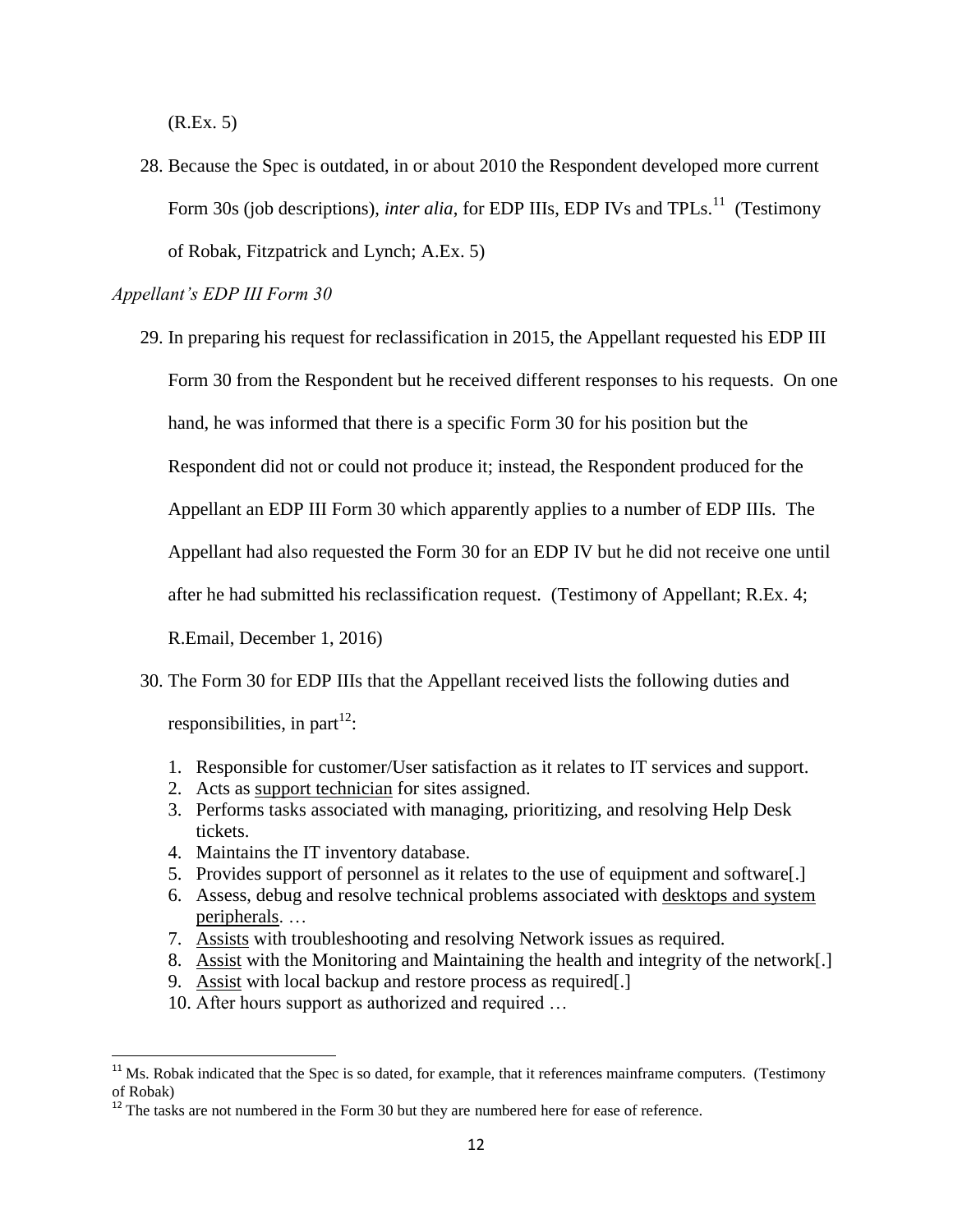(R.Ex. 5)

28. Because the Spec is outdated, in or about 2010 the Respondent developed more current Form 30s (job descriptions), *inter alia*, for EDP IIIs, EDP IVs and TPLs.[11] (Testimony of Robak, Fitzpatrick and Lynch; A.Ex. 5)

*Appellant's EDP III Form 30*

29. In preparing his request for reclassification in 2015, the Appellant requested his EDP III Form 30 from the Respondent but he received different responses to his requests. On one hand, he was informed that there is a specific Form 30 for his position but the Respondent did not or could not produce it; instead, the Respondent produced for the Appellant an EDP III Form 30 which apparently applies to a number of EDP IIIs. The Appellant had also requested the Form 30 for an EDP IV but he did not receive one until after he had submitted his reclassification request. (Testimony of Appellant; R.Ex. 4; R.Email, December 1, 2016)

30. The Form 30 for EDP IIIs that the Appellant received lists the following duties and responsibilities, in part[12]:

    1. Responsible for customer/User satisfaction as it relates to IT services and support.
    2. Acts as <u>support technician</u> for sites assigned.
    3. Performs tasks associated with managing, prioritizing, and resolving Help Desk tickets.
    4. Maintains the IT inventory database.
    5. Provides support of personnel as it relates to the use of equipment and software[.]
    6. Assess, debug and resolve technical problems associated with <u>desktops and system peripherals</u>. …
    7. <u>Assists</u> with troubleshooting and resolving Network issues as required.
    8. <u>Assist</u> with the Monitoring and Maintaining the health and integrity of the network[.]
    9. <u>Assist</u> with local backup and restore process as required[.]
    10. After hours support as authorized and required …

---

[11] Ms. Robak indicated that the Spec is so dated, for example, that it references mainframe computers. (Testimony of Robak)

[12] The tasks are not numbered in the Form 30 but they are numbered here for ease of reference.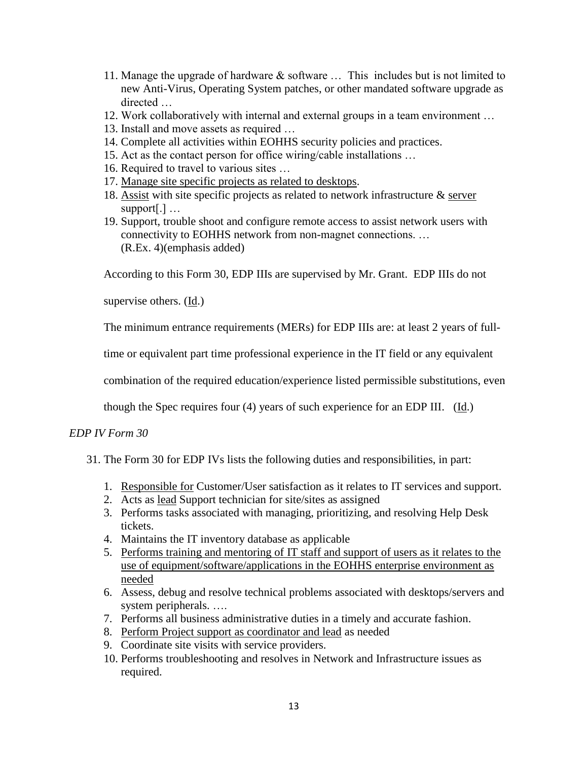11. Manage the upgrade of hardware & software … This includes but is not limited to new Anti-Virus, Operating System patches, or other mandated software upgrade as directed …
12. Work collaboratively with internal and external groups in a team environment …
13. Install and move assets as required …
14. Complete all activities within EOHHS security policies and practices.
15. Act as the contact person for office wiring/cable installations …
16. Required to travel to various sites …
17. <u>Manage site specific projects as related to desktops</u>.
18. <u>Assist</u> with site specific projects as related to network infrastructure & <u>server</u> support[.] …
19. Support, trouble shoot and configure remote access to assist network users with connectivity to EOHHS network from non-magnet connections. …
    (R.Ex. 4)(emphasis added)

According to this Form 30, EDP IIIs are supervised by Mr. Grant. EDP IIIs do not supervise others. (<u>Id</u>.)

The minimum entrance requirements (MERs) for EDP IIIs are: at least 2 years of full-time or equivalent part time professional experience in the IT field or any equivalent combination of the required education/experience listed permissible substitutions, even though the Spec requires four (4) years of such experience for an EDP III. (<u>Id</u>.)

*EDP IV Form 30*

31. The Form 30 for EDP IVs lists the following duties and responsibilities, in part:

    1. <u>Responsible for</u> Customer/User satisfaction as it relates to IT services and support.
    2. Acts as <u>lead</u> Support technician for site/sites as assigned
    3. Performs tasks associated with managing, prioritizing, and resolving Help Desk tickets.
    4. Maintains the IT inventory database as applicable
    5. <u>Performs training and mentoring of IT staff and support of users as it relates to the use of equipment/software/applications in the EOHHS enterprise environment as needed</u>
    6. Assess, debug and resolve technical problems associated with desktops/servers and system peripherals. ….
    7. Performs all business administrative duties in a timely and accurate fashion.
    8. <u>Perform Project support as coordinator and lead</u> as needed
    9. Coordinate site visits with service providers.
    10. Performs troubleshooting and resolves in Network and Infrastructure issues as required.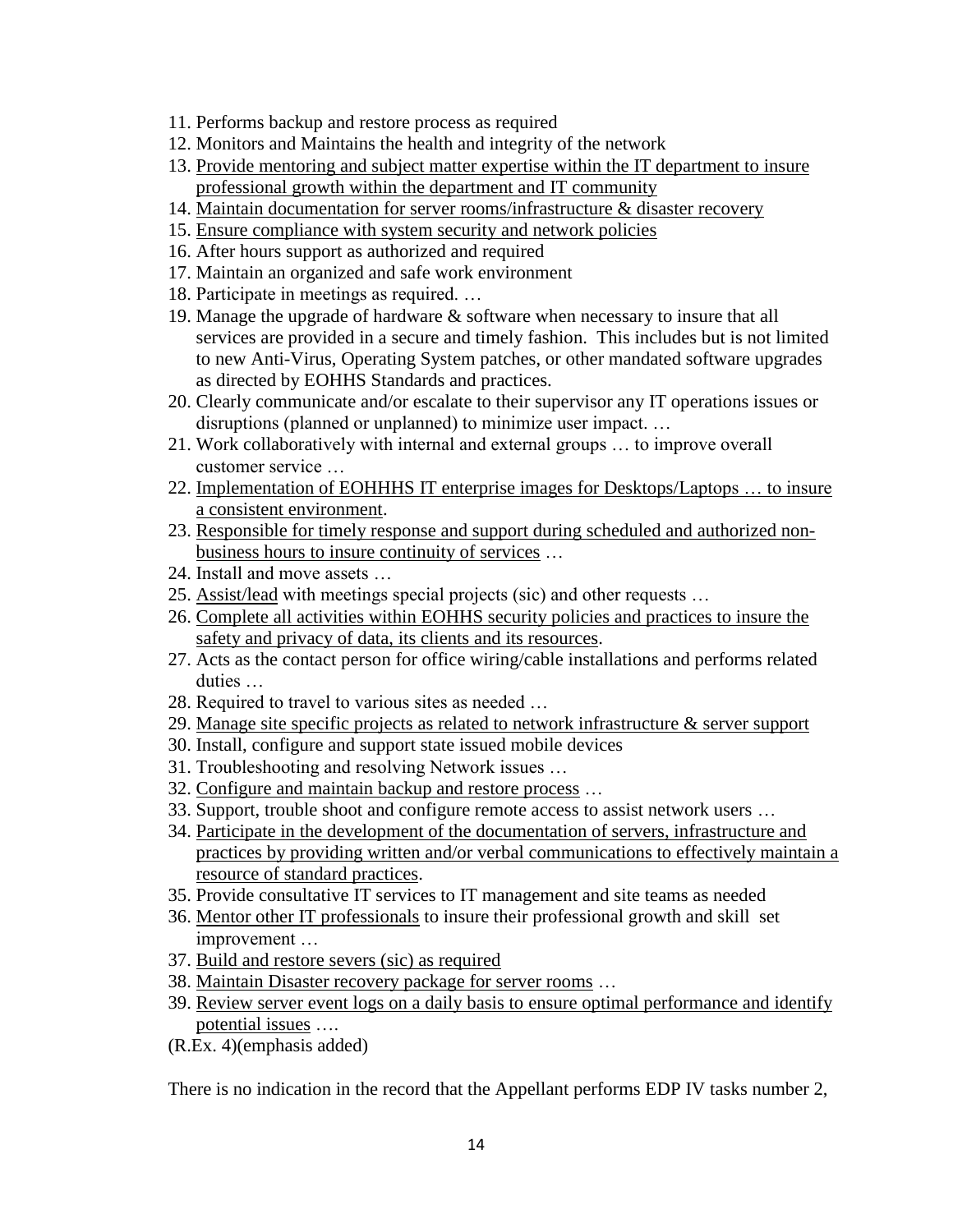11. Performs backup and restore process as required
12. Monitors and Maintains the health and integrity of the network
13. <u>Provide mentoring and subject matter expertise within the IT department to insure professional growth within the department and IT community</u>
14. <u>Maintain documentation for server rooms/infrastructure & disaster recovery</u>
15. <u>Ensure compliance with system security and network policies</u>
16. After hours support as authorized and required
17. Maintain an organized and safe work environment
18. Participate in meetings as required. …
19. Manage the upgrade of hardware & software when necessary to insure that all services are provided in a secure and timely fashion. This includes but is not limited to new Anti-Virus, Operating System patches, or other mandated software upgrades as directed by EOHHS Standards and practices.
20. Clearly communicate and/or escalate to their supervisor any IT operations issues or disruptions (planned or unplanned) to minimize user impact. …
21. Work collaboratively with internal and external groups … to improve overall customer service …
22. <u>Implementation of EOHHHS IT enterprise images for Desktops/Laptops … to insure a consistent environment</u>.
23. <u>Responsible for timely response and support during scheduled and authorized non-business hours to insure continuity of services</u> …
24. Install and move assets …
25. <u>Assist/lead</u> with meetings special projects (sic) and other requests …
26. <u>Complete all activities within EOHHS security policies and practices to insure the safety and privacy of data, its clients and its resources</u>.
27. Acts as the contact person for office wiring/cable installations and performs related duties …
28. Required to travel to various sites as needed …
29. <u>Manage site specific projects as related to network infrastructure & server support</u>
30. Install, configure and support state issued mobile devices
31. Troubleshooting and resolving Network issues …
32. <u>Configure and maintain backup and restore process</u> …
33. Support, trouble shoot and configure remote access to assist network users …
34. <u>Participate in the development of the documentation of servers, infrastructure and practices by providing written and/or verbal communications to effectively maintain a resource of standard practices</u>.
35. Provide consultative IT services to IT management and site teams as needed
36. <u>Mentor other IT professionals</u> to insure their professional growth and skill set improvement …
37. <u>Build and restore severs (sic) as required</u>
38. <u>Maintain Disaster recovery package for server rooms</u> …
39. <u>Review server event logs on a daily basis to ensure optimal performance and identify potential issues</u> ….

(R.Ex. 4)(emphasis added)

There is no indication in the record that the Appellant performs EDP IV tasks number 2,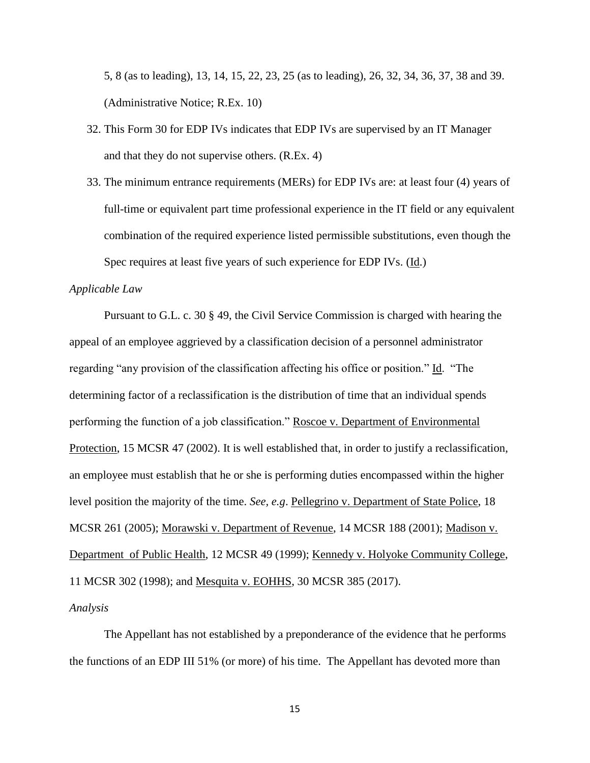5, 8 (as to leading), 13, 14, 15, 22, 23, 25 (as to leading), 26, 32, 34, 36, 37, 38 and 39. (Administrative Notice; R.Ex. 10)

32. This Form 30 for EDP IVs indicates that EDP IVs are supervised by an IT Manager and that they do not supervise others. (R.Ex. 4)

33. The minimum entrance requirements (MERs) for EDP IVs are: at least four (4) years of full-time or equivalent part time professional experience in the IT field or any equivalent combination of the required experience listed permissible substitutions, even though the Spec requires at least five years of such experience for EDP IVs. (Id.)

*Applicable Law*

Pursuant to G.L. c. 30 § 49, the Civil Service Commission is charged with hearing the appeal of an employee aggrieved by a classification decision of a personnel administrator regarding "any provision of the classification affecting his office or position." Id. "The determining factor of a reclassification is the distribution of time that an individual spends performing the function of a job classification." Roscoe v. Department of Environmental Protection, 15 MCSR 47 (2002). It is well established that, in order to justify a reclassification, an employee must establish that he or she is performing duties encompassed within the higher level position the majority of the time. *See, e.g*. Pellegrino v. Department of State Police, 18 MCSR 261 (2005); Morawski v. Department of Revenue, 14 MCSR 188 (2001); Madison v. Department of Public Health, 12 MCSR 49 (1999); Kennedy v. Holyoke Community College, 11 MCSR 302 (1998); and Mesquita v. EOHHS, 30 MCSR 385 (2017).

*Analysis*

The Appellant has not established by a preponderance of the evidence that he performs the functions of an EDP III 51% (or more) of his time. The Appellant has devoted more than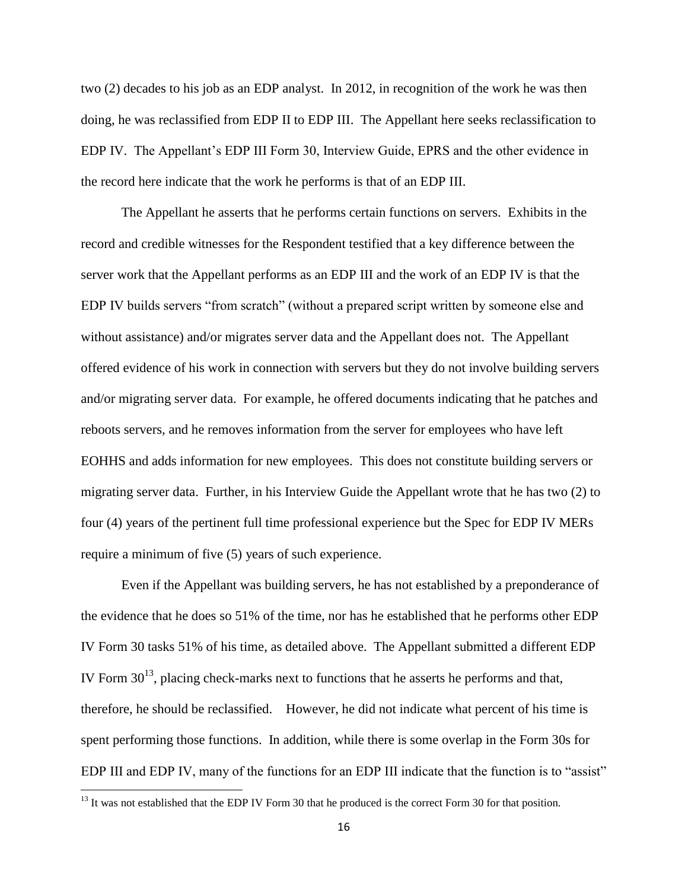two (2) decades to his job as an EDP analyst. In 2012, in recognition of the work he was then doing, he was reclassified from EDP II to EDP III. The Appellant here seeks reclassification to EDP IV. The Appellant's EDP III Form 30, Interview Guide, EPRS and the other evidence in the record here indicate that the work he performs is that of an EDP III.

The Appellant he asserts that he performs certain functions on servers. Exhibits in the record and credible witnesses for the Respondent testified that a key difference between the server work that the Appellant performs as an EDP III and the work of an EDP IV is that the EDP IV builds servers "from scratch" (without a prepared script written by someone else and without assistance) and/or migrates server data and the Appellant does not. The Appellant offered evidence of his work in connection with servers but they do not involve building servers and/or migrating server data. For example, he offered documents indicating that he patches and reboots servers, and he removes information from the server for employees who have left EOHHS and adds information for new employees. This does not constitute building servers or migrating server data. Further, in his Interview Guide the Appellant wrote that he has two (2) to four (4) years of the pertinent full time professional experience but the Spec for EDP IV MERs require a minimum of five (5) years of such experience.

Even if the Appellant was building servers, he has not established by a preponderance of the evidence that he does so 51% of the time, nor has he established that he performs other EDP IV Form 30 tasks 51% of his time, as detailed above. The Appellant submitted a different EDP IV Form 30[13], placing check-marks next to functions that he asserts he performs and that, therefore, he should be reclassified. However, he did not indicate what percent of his time is spent performing those functions. In addition, while there is some overlap in the Form 30s for EDP III and EDP IV, many of the functions for an EDP III indicate that the function is to "assist"

[13] It was not established that the EDP IV Form 30 that he produced is the correct Form 30 for that position.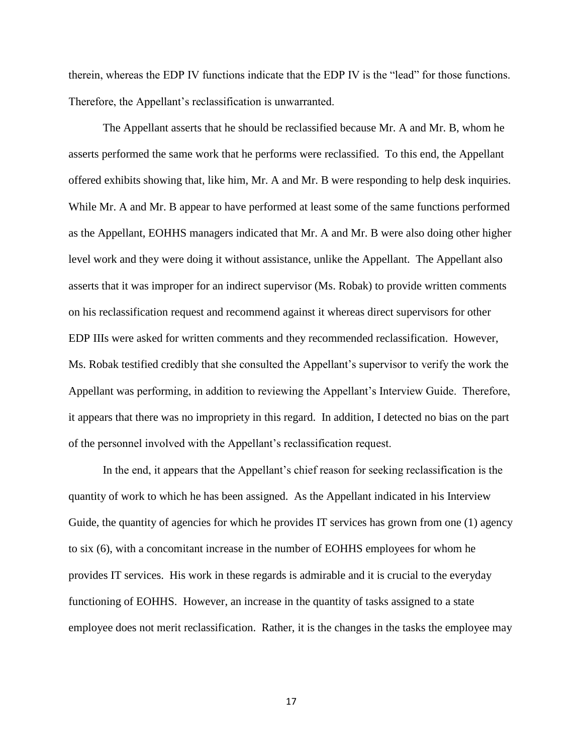therein, whereas the EDP IV functions indicate that the EDP IV is the "lead" for those functions. Therefore, the Appellant's reclassification is unwarranted.

The Appellant asserts that he should be reclassified because Mr. A and Mr. B, whom he asserts performed the same work that he performs were reclassified. To this end, the Appellant offered exhibits showing that, like him, Mr. A and Mr. B were responding to help desk inquiries. While Mr. A and Mr. B appear to have performed at least some of the same functions performed as the Appellant, EOHHS managers indicated that Mr. A and Mr. B were also doing other higher level work and they were doing it without assistance, unlike the Appellant. The Appellant also asserts that it was improper for an indirect supervisor (Ms. Robak) to provide written comments on his reclassification request and recommend against it whereas direct supervisors for other EDP IIIs were asked for written comments and they recommended reclassification. However, Ms. Robak testified credibly that she consulted the Appellant's supervisor to verify the work the Appellant was performing, in addition to reviewing the Appellant's Interview Guide. Therefore, it appears that there was no impropriety in this regard. In addition, I detected no bias on the part of the personnel involved with the Appellant's reclassification request.

In the end, it appears that the Appellant's chief reason for seeking reclassification is the quantity of work to which he has been assigned. As the Appellant indicated in his Interview Guide, the quantity of agencies for which he provides IT services has grown from one (1) agency to six (6), with a concomitant increase in the number of EOHHS employees for whom he provides IT services. His work in these regards is admirable and it is crucial to the everyday functioning of EOHHS. However, an increase in the quantity of tasks assigned to a state employee does not merit reclassification. Rather, it is the changes in the tasks the employee may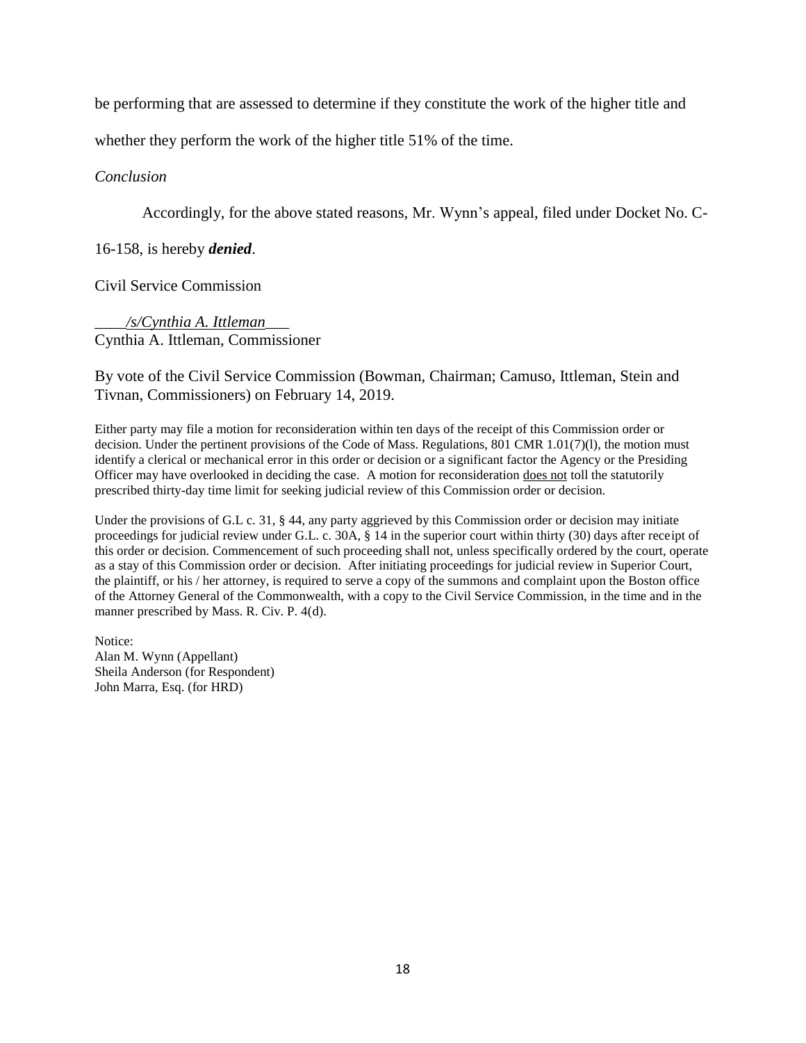be performing that are assessed to determine if they constitute the work of the higher title and whether they perform the work of the higher title 51% of the time.

*Conclusion*

Accordingly, for the above stated reasons, Mr. Wynn's appeal, filed under Docket No. C-16-158, is hereby ***denied***.

Civil Service Commission

*/s/Cynthia A. Ittleman*
Cynthia A. Ittleman, Commissioner

By vote of the Civil Service Commission (Bowman, Chairman; Camuso, Ittleman, Stein and Tivnan, Commissioners) on February 14, 2019.

Either party may file a motion for reconsideration within ten days of the receipt of this Commission order or decision. Under the pertinent provisions of the Code of Mass. Regulations, 801 CMR 1.01(7)(l), the motion must identify a clerical or mechanical error in this order or decision or a significant factor the Agency or the Presiding Officer may have overlooked in deciding the case. A motion for reconsideration <u>does not</u> toll the statutorily prescribed thirty-day time limit for seeking judicial review of this Commission order or decision.

Under the provisions of G.L c. 31, § 44, any party aggrieved by this Commission order or decision may initiate proceedings for judicial review under G.L. c. 30A, § 14 in the superior court within thirty (30) days after receipt of this order or decision. Commencement of such proceeding shall not, unless specifically ordered by the court, operate as a stay of this Commission order or decision. After initiating proceedings for judicial review in Superior Court, the plaintiff, or his / her attorney, is required to serve a copy of the summons and complaint upon the Boston office of the Attorney General of the Commonwealth, with a copy to the Civil Service Commission, in the time and in the manner prescribed by Mass. R. Civ. P. 4(d).

Notice:
Alan M. Wynn (Appellant)
Sheila Anderson (for Respondent)
John Marra, Esq. (for HRD)